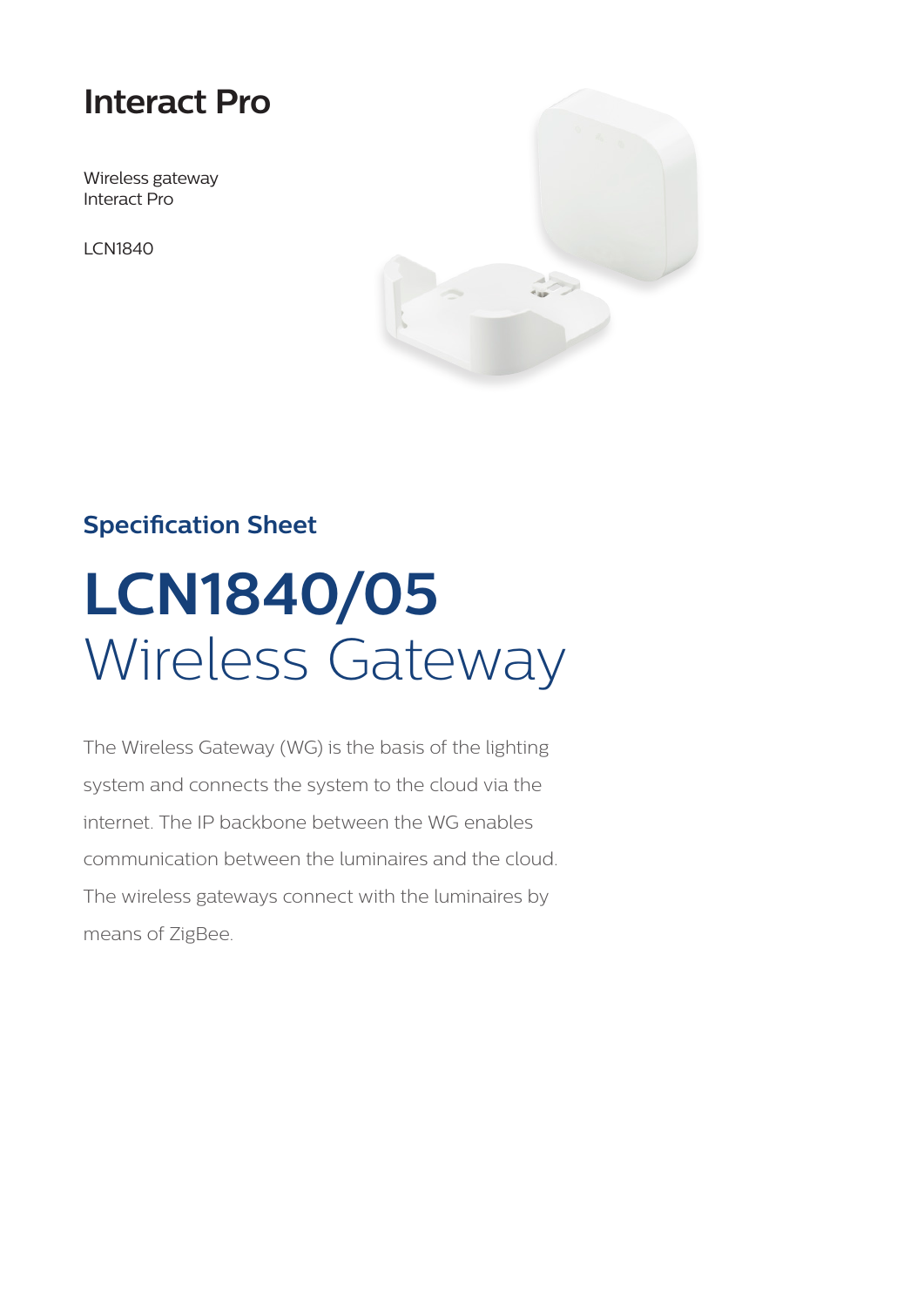# Interact Pro

Wireless gateway
Interact Pro

LCN1840

## Specification Sheet

# LCN1840/05
# Wireless Gateway

The Wireless Gateway (WG) is the basis of the lighting system and connects the system to the cloud via the internet. The IP backbone between the WG enables communication between the luminaires and the cloud. The wireless gateways connect with the luminaires by means of ZigBee.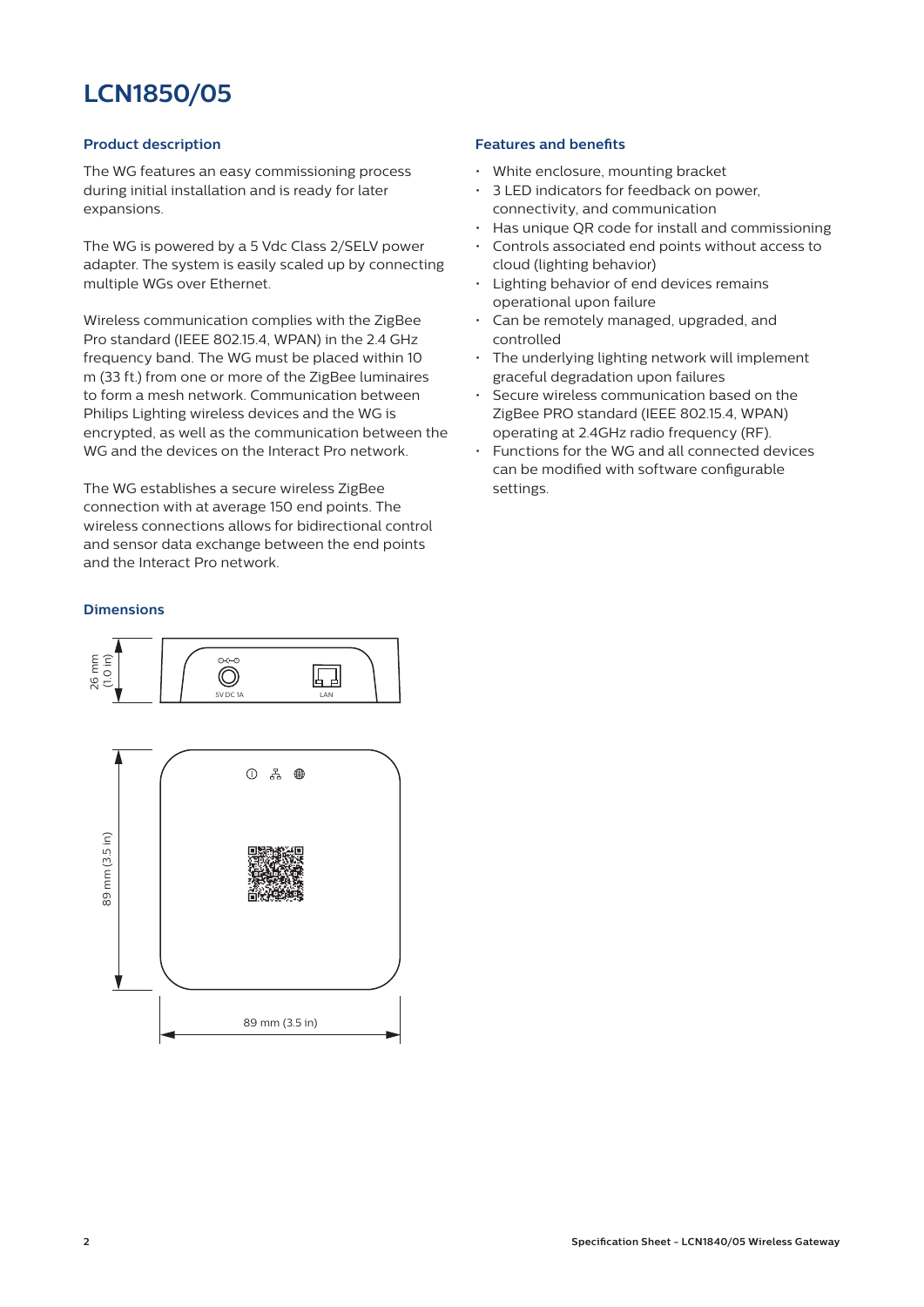# LCN1850/05

## Product description

The WG features an easy commissioning process during initial installation and is ready for later expansions.

The WG is powered by a 5 Vdc Class 2/SELV power adapter. The system is easily scaled up by connecting multiple WGs over Ethernet.

Wireless communication complies with the ZigBee Pro standard (IEEE 802.15.4, WPAN) in the 2.4 GHz frequency band. The WG must be placed within 10 m (33 ft.) from one or more of the ZigBee luminaires to form a mesh network. Communication between Philips Lighting wireless devices and the WG is encrypted, as well as the communication between the WG and the devices on the Interact Pro network.

The WG establishes a secure wireless ZigBee connection with at average 150 end points. The wireless connections allows for bidirectional control and sensor data exchange between the end points and the Interact Pro network.

## Dimensions

26 mm (1.0 in)

5V DC 1A

LAN

89 mm (3.5 in)

89 mm (3.5 in)

## Features and benefits

- White enclosure, mounting bracket
- 3 LED indicators for feedback on power, connectivity, and communication
- Has unique QR code for install and commissioning
- Controls associated end points without access to cloud (lighting behavior)
- Lighting behavior of end devices remains operational upon failure
- Can be remotely managed, upgraded, and controlled
- The underlying lighting network will implement graceful degradation upon failures
- Secure wireless communication based on the ZigBee PRO standard (IEEE 802.15.4, WPAN) operating at 2.4GHz radio frequency (RF).
- Functions for the WG and all connected devices can be modified with software configurable settings.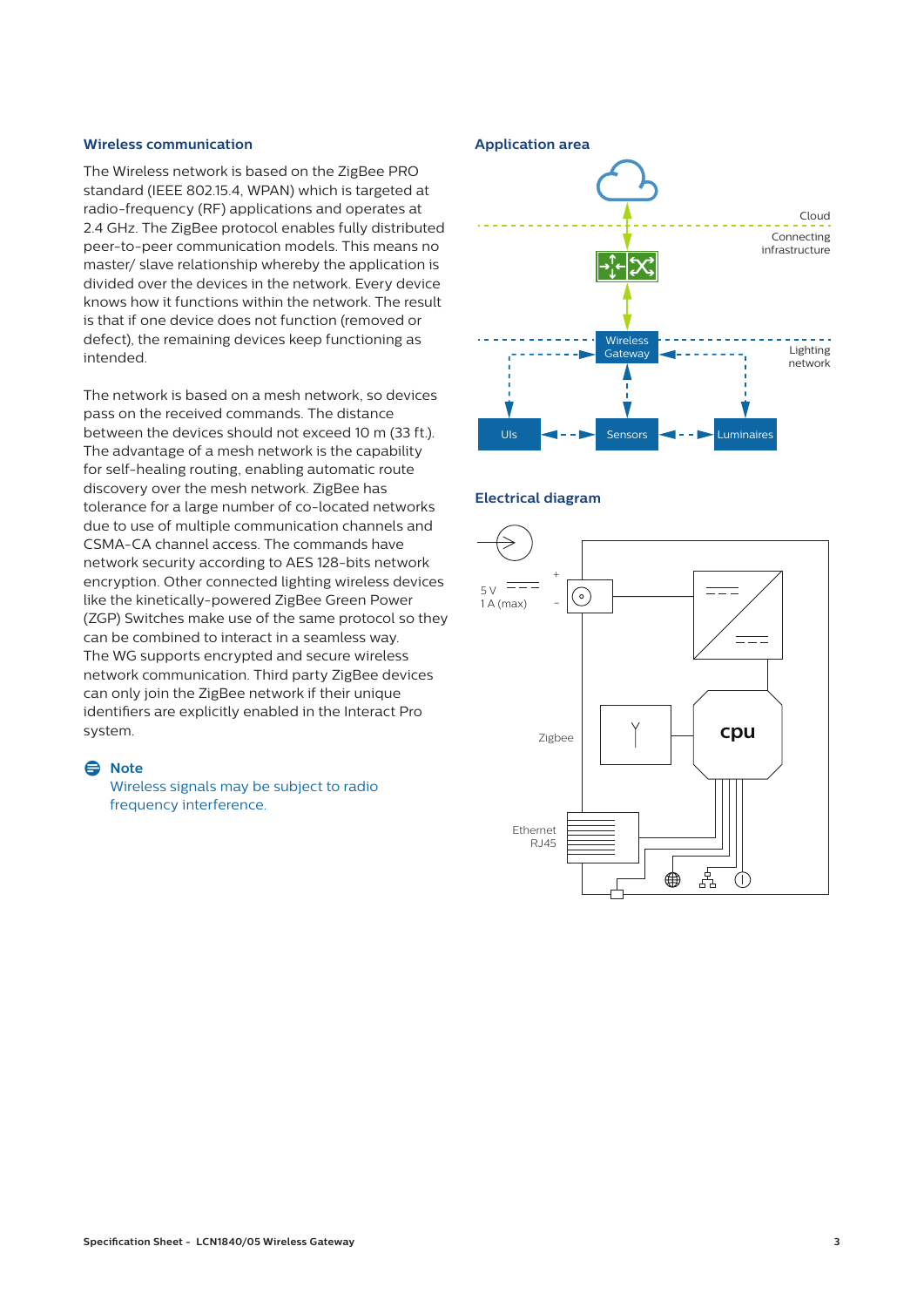## Wireless communication

The Wireless network is based on the ZigBee PRO standard (IEEE 802.15.4, WPAN) which is targeted at radio-frequency (RF) applications and operates at 2.4 GHz. The ZigBee protocol enables fully distributed peer-to-peer communication models. This means no master/ slave relationship whereby the application is divided over the devices in the network. Every device knows how it functions within the network. The result is that if one device does not function (removed or defect), the remaining devices keep functioning as intended.

The network is based on a mesh network, so devices pass on the received commands. The distance between the devices should not exceed 10 m (33 ft.). The advantage of a mesh network is the capability for self-healing routing, enabling automatic route discovery over the mesh network. ZigBee has tolerance for a large number of co-located networks due to use of multiple communication channels and CSMA-CA channel access. The commands have network security according to AES 128-bits network encryption. Other connected lighting wireless devices like the kinetically-powered ZigBee Green Power (ZGP) Switches make use of the same protocol so they can be combined to interact in a seamless way.
The WG supports encrypted and secure wireless network communication. Third party ZigBee devices can only join the ZigBee network if their unique identifiers are explicitly enabled in the Interact Pro system.

**Note**
Wireless signals may be subject to radio frequency interference.

## Application area

Cloud
Connecting infrastructure
Wireless Gateway
Lighting network
UIs
Sensors
Luminaires

## Electrical diagram

5 V
1 A (max)
+
-
Zigbee
cpu
Ethernet RJ45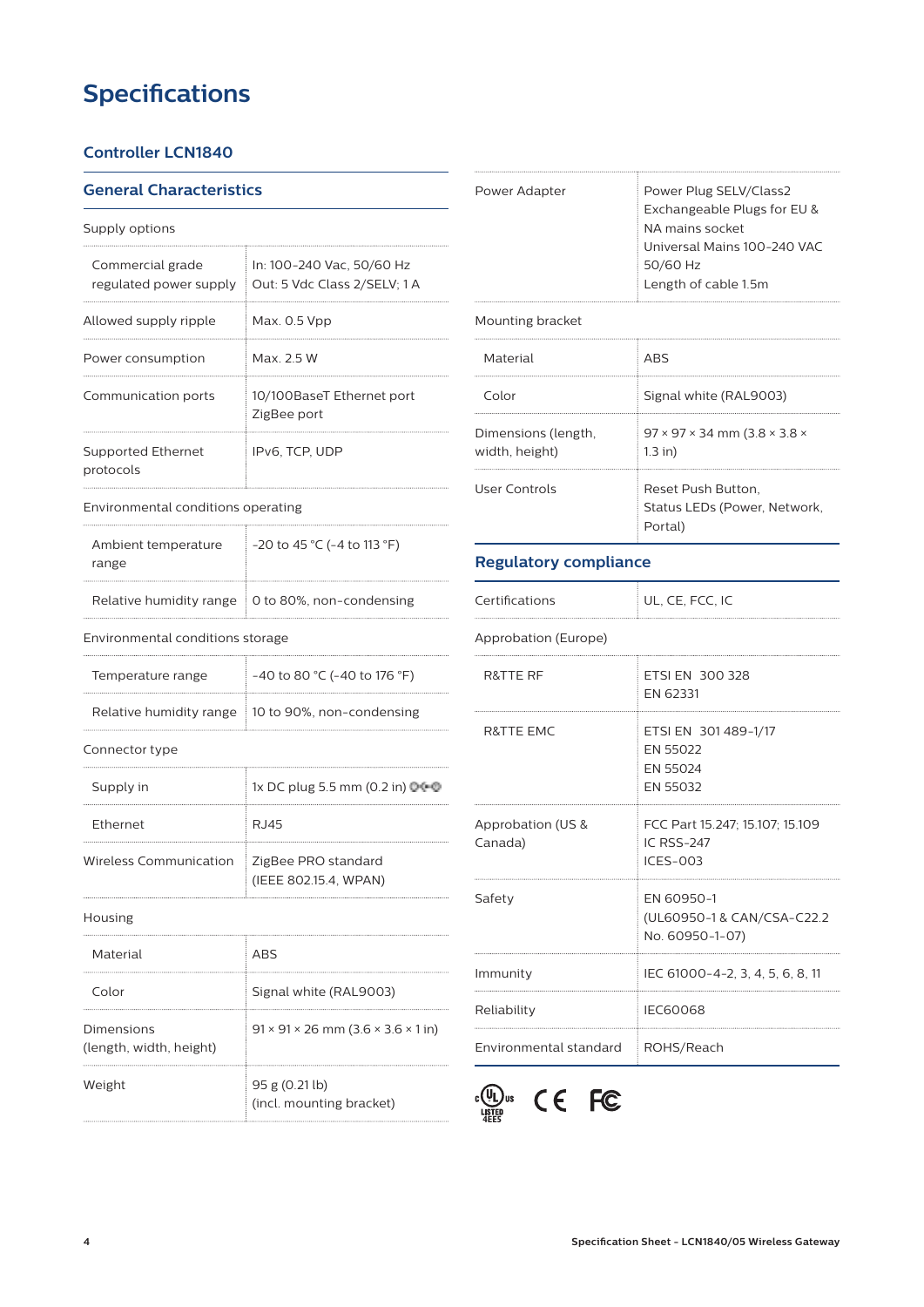# Specifications

## Controller LCN1840

### General Characteristics

| | |
|---|---|
| Supply options | |
| Commercial grade regulated power supply | In: 100-240 Vac, 50/60 Hz<br>Out: 5 Vdc Class 2/SELV; 1 A |
| Allowed supply ripple | Max. 0.5 Vpp |
| Power consumption | Max. 2.5 W |
| Communication ports | 10/100BaseT Ethernet port<br>ZigBee port |
| Supported Ethernet protocols | IPv6, TCP, UDP |
| Environmental conditions operating | |
| Ambient temperature range | -20 to 45 °C (-4 to 113 °F) |
| Relative humidity range | 0 to 80%, non-condensing |
| Environmental conditions storage | |
| Temperature range | -40 to 80 °C (-40 to 176 °F) |
| Relative humidity range | 10 to 90%, non-condensing |
| Connector type | |
| Supply in | 1x DC plug 5.5 mm (0.2 in) |
| Ethernet | RJ45 |
| Wireless Communication | ZigBee PRO standard<br>(IEEE 802.15.4, WPAN) |
| Housing | |
| Material | ABS |
| Color | Signal white (RAL9003) |
| Dimensions (length, width, height) | 91 × 91 × 26 mm (3.6 × 3.6 × 1 in) |
| Weight | 95 g (0.21 lb)<br>(incl. mounting bracket) |
| Power Adapter | Power Plug SELV/Class2<br>Exchangeable Plugs for EU & NA mains socket<br>Universal Mains 100-240 VAC 50/60 Hz<br>Length of cable 1.5m |
| Mounting bracket | |
| Material | ABS |
| Color | Signal white (RAL9003) |
| Dimensions (length, width, height) | 97 × 97 × 34 mm (3.8 × 3.8 × 1.3 in) |
| User Controls | Reset Push Button,<br>Status LEDs (Power, Network, Portal) |

### Regulatory compliance

| | |
|---|---|
| Certifications | UL, CE, FCC, IC |
| Approbation (Europe) | |
| R&TTE RF | ETSI EN 300 328<br>EN 62331 |
| R&TTE EMC | ETSI EN 301 489-1/17<br>EN 55022<br>EN 55024<br>EN 55032 |
| Approbation (US & Canada) | FCC Part 15.247; 15.107; 15.109<br>IC RSS-247<br>ICES-003 |
| Safety | EN 60950-1<br>(UL60950-1 & CAN/CSA-C22.2 No. 60950-1-07) |
| Immunity | IEC 61000-4-2, 3, 4, 5, 6, 8, 11 |
| Reliability | IEC60068 |
| Environmental standard | ROHS/Reach |

c UL us LISTED 4EES CE FC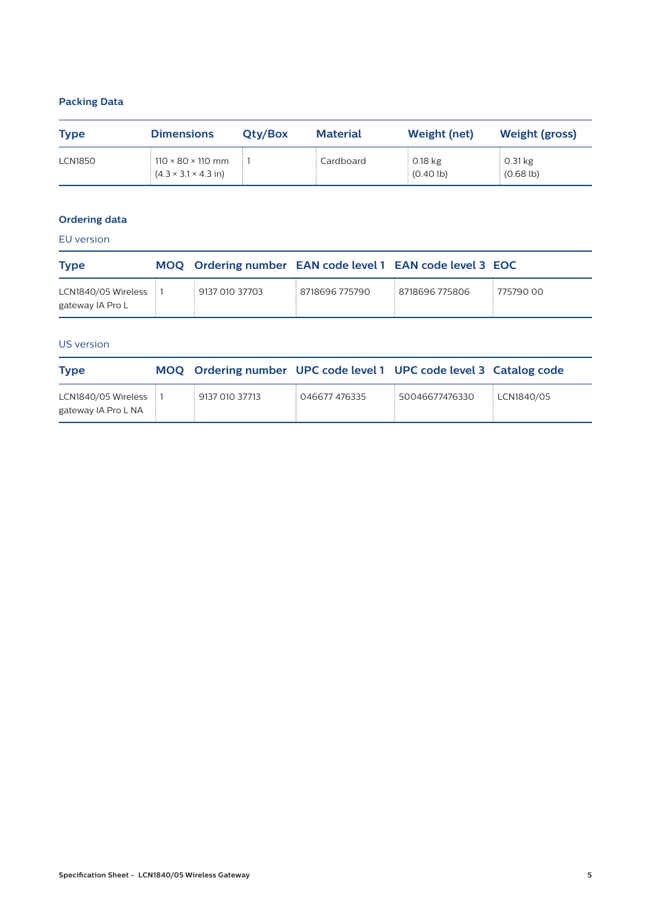### Packing Data

| Type | Dimensions | Qty/Box | Material | Weight (net) | Weight (gross) |
|---|---|---|---|---|---|
| LCN1850 | 110 × 80 × 110 mm (4.3 × 3.1 × 4.3 in) | 1 | Cardboard | 0.18 kg (0.40 lb) | 0.31 kg (0.68 lb) |

### Ordering data

EU version

| Type | MOQ | Ordering number | EAN code level 1 | EAN code level 3 | EOC |
|---|---|---|---|---|---|
| LCN1840/05 Wireless gateway IA Pro L | 1 | 9137 010 37703 | 8718696 775790 | 8718696 775806 | 775790 00 |

US version

| Type | MOQ | Ordering number | UPC code level 1 | UPC code level 3 | Catalog code |
|---|---|---|---|---|---|
| LCN1840/05 Wireless gateway IA Pro L NA | 1 | 9137 010 37713 | 046677 476335 | 50046677476330 | LCN1840/05 |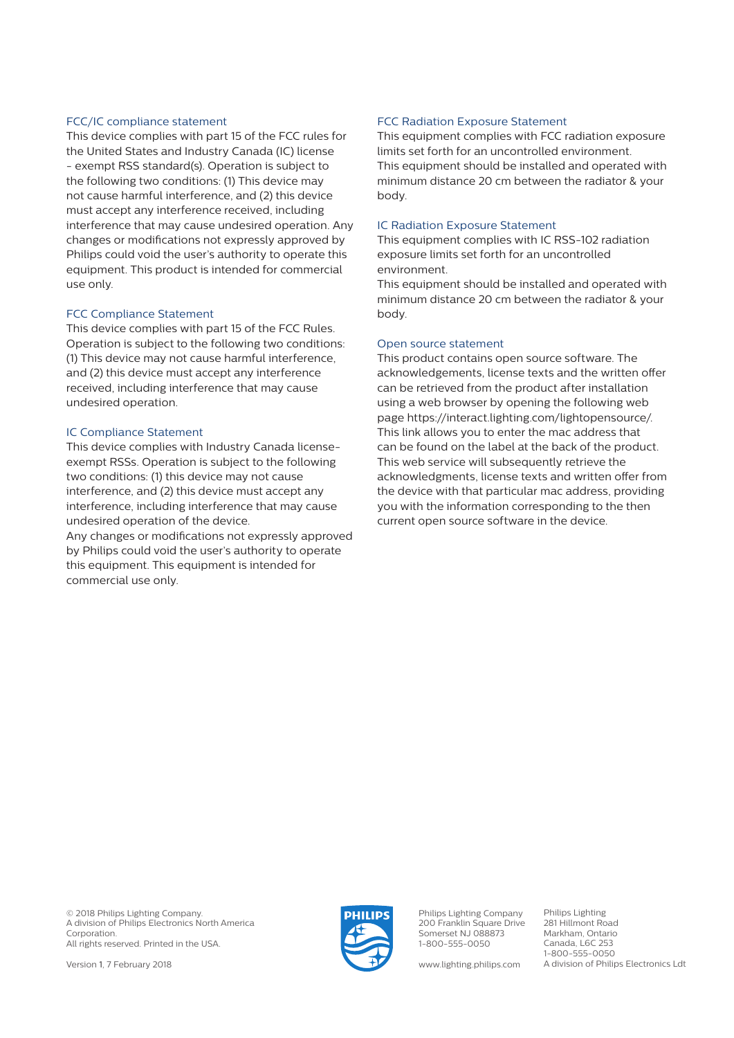## FCC/IC compliance statement

This device complies with part 15 of the FCC rules for the United States and Industry Canada (IC) license - exempt RSS standard(s). Operation is subject to the following two conditions: (1) This device may not cause harmful interference, and (2) this device must accept any interference received, including interference that may cause undesired operation. Any changes or modifications not expressly approved by Philips could void the user's authority to operate this equipment. This product is intended for commercial use only.

## FCC Compliance Statement

This device complies with part 15 of the FCC Rules. Operation is subject to the following two conditions: (1) This device may not cause harmful interference, and (2) this device must accept any interference received, including interference that may cause undesired operation.

## IC Compliance Statement

This device complies with Industry Canada license-exempt RSSs. Operation is subject to the following two conditions: (1) this device may not cause interference, and (2) this device must accept any interference, including interference that may cause undesired operation of the device.
Any changes or modifications not expressly approved by Philips could void the user's authority to operate this equipment. This equipment is intended for commercial use only.

## FCC Radiation Exposure Statement

This equipment complies with FCC radiation exposure limits set forth for an uncontrolled environment.
This equipment should be installed and operated with minimum distance 20 cm between the radiator & your body.

## IC Radiation Exposure Statement

This equipment complies with IC RSS-102 radiation exposure limits set forth for an uncontrolled environment.
This equipment should be installed and operated with minimum distance 20 cm between the radiator & your body.

## Open source statement

This product contains open source software. The acknowledgements, license texts and the written offer can be retrieved from the product after installation using a web browser by opening the following web page https://interact.lighting.com/lightopensource/. This link allows you to enter the mac address that can be found on the label at the back of the product. This web service will subsequently retrieve the acknowledgments, license texts and written offer from the device with that particular mac address, providing you with the information corresponding to the then current open source software in the device.

© 2018 Philips Lighting Company.
A division of Philips Electronics North America Corporation.
All rights reserved. Printed in the USA.

Version 1, 7 February 2018

PHILIPS

Philips Lighting Company
200 Franklin Square Drive
Somerset NJ 088873
1-800-555-0050

www.lighting.philips.com

Philips Lighting
281 Hillmont Road
Markham, Ontario
Canada, L6C 253
1-800-555-0050
A division of Philips Electronics Ldt